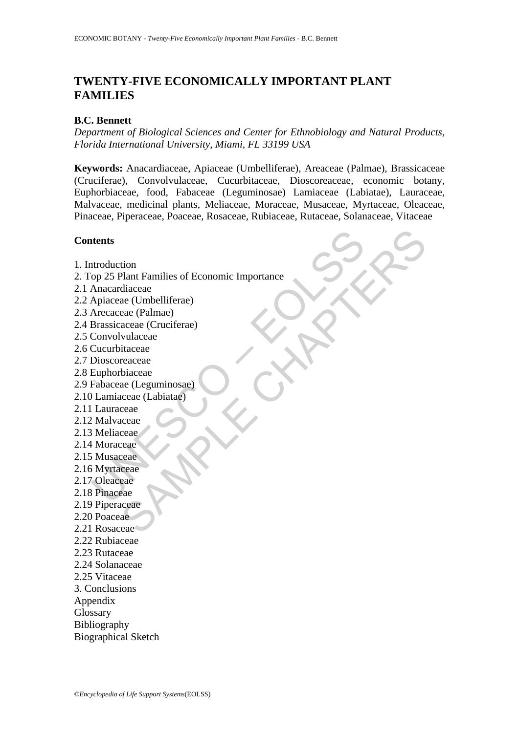# TWENTY-FIVE ECONOMICALLY IMPORTANT PLANT FAMILIES

**B.C. Bennett**

*Department of Biological Sciences and Center for Ethnobiology and Natural Products, Florida International University, Miami, FL 33199 USA*

**Keywords:** Anacardiaceae, Apiaceae (Umbelliferae), Areaceae (Palmae), Brassicaceae (Cruciferae), Convolvulaceae, Cucurbitaceae, Dioscoreaceae, economic botany, Euphorbiaceae, food, Fabaceae (Leguminosae) Lamiaceae (Labiatae), Lauraceae, Malvaceae, medicinal plants, Meliaceae, Moraceae, Musaceae, Myrtaceae, Oleaceae, Pinaceae, Piperaceae, Poaceae, Rosaceae, Rubiaceae, Rutaceae, Solanaceae, Vitaceae

## Contents

1. Introduction
2. Top 25 Plant Families of Economic Importance
2.1 Anacardiaceae
2.2 Apiaceae (Umbelliferae)
2.3 Arecaceae (Palmae)
2.4 Brassicaceae (Cruciferae)
2.5 Convolvulaceae
2.6 Cucurbitaceae
2.7 Dioscoreaceae
2.8 Euphorbiaceae
2.9 Fabaceae (Leguminosae)
2.10 Lamiaceae (Labiatae)
2.11 Lauraceae
2.12 Malvaceae
2.13 Meliaceae
2.14 Moraceae
2.15 Musaceae
2.16 Myrtaceae
2.17 Oleaceae
2.18 Pinaceae
2.19 Piperaceae
2.20 Poaceae
2.21 Rosaceae
2.22 Rubiaceae
2.23 Rutaceae
2.24 Solanaceae
2.25 Vitaceae
3. Conclusions
Appendix
Glossary
Bibliography
Biographical Sketch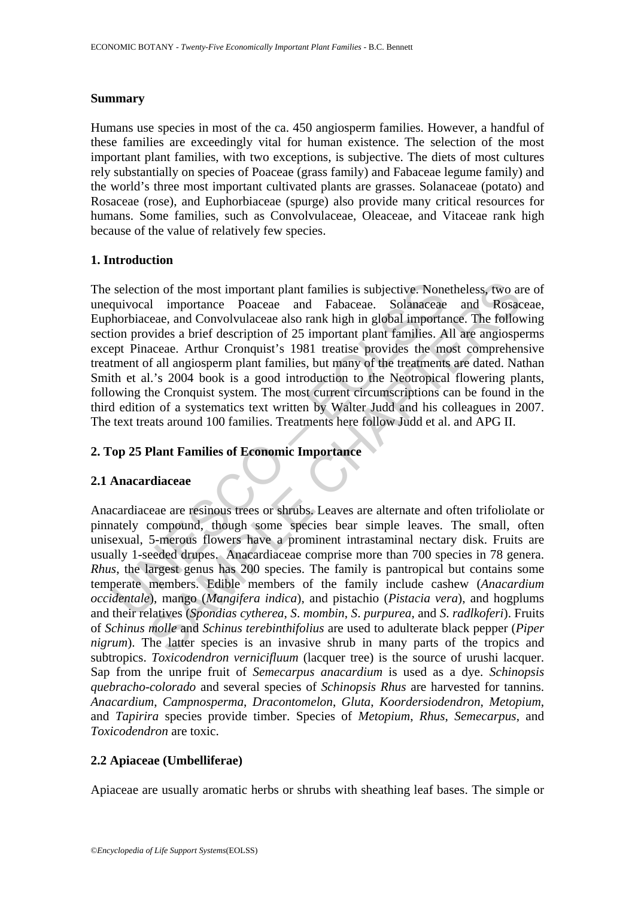**Summary**

Humans use species in most of the ca. 450 angiosperm families. However, a handful of these families are exceedingly vital for human existence. The selection of the most important plant families, with two exceptions, is subjective. The diets of most cultures rely substantially on species of Poaceae (grass family) and Fabaceae legume family) and the world's three most important cultivated plants are grasses. Solanaceae (potato) and Rosaceae (rose), and Euphorbiaceae (spurge) also provide many critical resources for humans. Some families, such as Convolvulaceae, Oleaceae, and Vitaceae rank high because of the value of relatively few species.

**1. Introduction**

The selection of the most important plant families is subjective. Nonetheless, two are of unequivocal importance Poaceae and Fabaceae. Solanaceae and Rosaceae, Euphorbiaceae, and Convolvulaceae also rank high in global importance. The following section provides a brief description of 25 important plant families. All are angiosperms except Pinaceae. Arthur Cronquist's 1981 treatise provides the most comprehensive treatment of all angiosperm plant families, but many of the treatments are dated. Nathan Smith et al.'s 2004 book is a good introduction to the Neotropical flowering plants, following the Cronquist system. The most current circumscriptions can be found in the third edition of a systematics text written by Walter Judd and his colleagues in 2007. The text treats around 100 families. Treatments here follow Judd et al. and APG II.

**2. Top 25 Plant Families of Economic Importance**

**2.1 Anacardiaceae**

Anacardiaceae are resinous trees or shrubs. Leaves are alternate and often trifoliolate or pinnately compound, though some species bear simple leaves. The small, often unisexual, 5-merous flowers have a prominent intrastaminal nectary disk. Fruits are usually 1-seeded drupes. Anacardiaceae comprise more than 700 species in 78 genera. *Rhus*, the largest genus has 200 species. The family is pantropical but contains some temperate members. Edible members of the family include cashew (*Anacardium occidentale*), mango (*Mangifera indica*), and pistachio (*Pistacia vera*), and hogplums and their relatives (*Spondias cytherea*, *S. mombin*, *S. purpurea*, and *S. radlkoferi*). Fruits of *Schinus molle* and *Schinus terebinthifolius* are used to adulterate black pepper (*Piper nigrum*). The latter species is an invasive shrub in many parts of the tropics and subtropics. *Toxicodendron vernicifluum* (lacquer tree) is the source of urushi lacquer. Sap from the unripe fruit of *Semecarpus anacardium* is used as a dye. *Schinopsis quebracho-colorado* and several species of *Schinopsis Rhus* are harvested for tannins. *Anacardium*, *Campnosperma*, *Dracontomelon*, *Gluta*, *Koordersiodendron*, *Metopium*, and *Tapirira* species provide timber. Species of *Metopium*, *Rhus*, *Semecarpus*, and *Toxicodendron* are toxic.

**2.2 Apiaceae (Umbelliferae)**

Apiaceae are usually aromatic herbs or shrubs with sheathing leaf bases. The simple or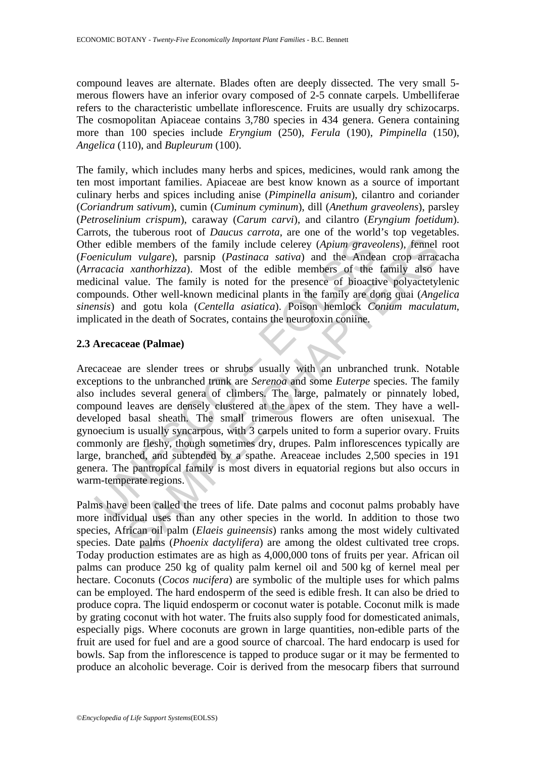compound leaves are alternate. Blades often are deeply dissected. The very small 5-merous flowers have an inferior ovary composed of 2-5 connate carpels. Umbelliferae refers to the characteristic umbellate inflorescence. Fruits are usually dry schizocarps. The cosmopolitan Apiaceae contains 3,780 species in 434 genera. Genera containing more than 100 species include *Eryngium* (250), *Ferula* (190), *Pimpinella* (150), *Angelica* (110), and *Bupleurum* (100).

The family, which includes many herbs and spices, medicines, would rank among the ten most important families. Apiaceae are best know known as a source of important culinary herbs and spices including anise (*Pimpinella anisum*), cilantro and coriander (*Coriandrum sativum*), cumin (*Cuminum cyminum*), dill (*Anethum graveolens*), parsley (*Petroselinium crispum*), caraway (*Carum carvi*), and cilantro (*Eryngium foetidum*). Carrots, the tuberous root of *Daucus carrota*, are one of the world's top vegetables. Other edible members of the family include celerey (*Apium graveolens*), fennel root (*Foeniculum vulgare*), parsnip (*Pastinaca sativa*) and the Andean crop arracacha (*Arracacia xanthorhizza*). Most of the edible members of the family also have medicinal value. The family is noted for the presence of bioactive polyactetylenic compounds. Other well-known medicinal plants in the family are dong quai (*Angelica sinensis*) and gotu kola (*Centella asiatica*). Poison hemlock *Conium maculatum*, implicated in the death of Socrates, contains the neurotoxin coniine.

### 2.3 Arecaceae (Palmae)

Arecaceae are slender trees or shrubs usually with an unbranched trunk. Notable exceptions to the unbranched trunk are *Serenoa* and some *Euterpe* species. The family also includes several genera of climbers. The large, palmately or pinnately lobed, compound leaves are densely clustered at the apex of the stem. They have a well-developed basal sheath. The small trimerous flowers are often unisexual. The gynoecium is usually syncarpous, with 3 carpels united to form a superior ovary. Fruits commonly are fleshy, though sometimes dry, drupes. Palm inflorescences typically are large, branched, and subtended by a spathe. Areaceae includes 2,500 species in 191 genera. The pantropical family is most divers in equatorial regions but also occurs in warm-temperate regions.

Palms have been called the trees of life. Date palms and coconut palms probably have more individual uses than any other species in the world. In addition to those two species, African oil palm (*Elaeis guineensis*) ranks among the most widely cultivated species. Date palms (*Phoenix dactylifera*) are among the oldest cultivated tree crops. Today production estimates are as high as 4,000,000 tons of fruits per year. African oil palms can produce 250 kg of quality palm kernel oil and 500 kg of kernel meal per hectare. Coconuts (*Cocos nucifera*) are symbolic of the multiple uses for which palms can be employed. The hard endosperm of the seed is edible fresh. It can also be dried to produce copra. The liquid endosperm or coconut water is potable. Coconut milk is made by grating coconut with hot water. The fruits also supply food for domesticated animals, especially pigs. Where coconuts are grown in large quantities, non-edible parts of the fruit are used for fuel and are a good source of charcoal. The hard endocarp is used for bowls. Sap from the inflorescence is tapped to produce sugar or it may be fermented to produce an alcoholic beverage. Coir is derived from the mesocarp fibers that surround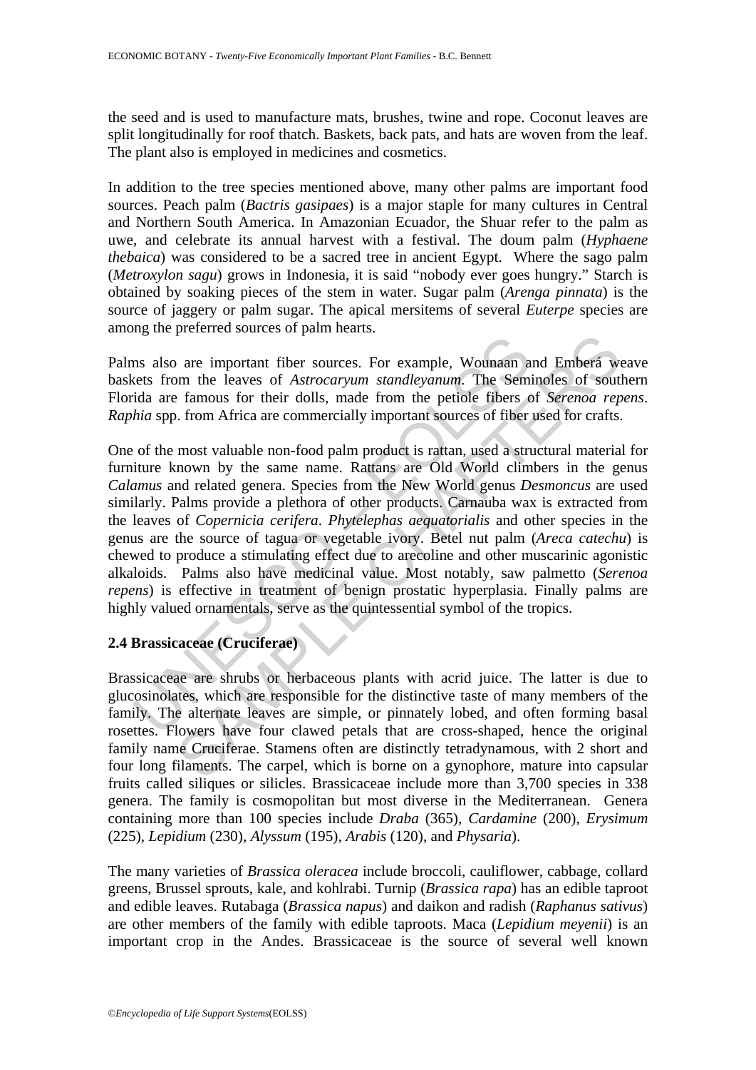the seed and is used to manufacture mats, brushes, twine and rope. Coconut leaves are split longitudinally for roof thatch. Baskets, back pats, and hats are woven from the leaf. The plant also is employed in medicines and cosmetics.

In addition to the tree species mentioned above, many other palms are important food sources. Peach palm (*Bactris gasipaes*) is a major staple for many cultures in Central and Northern South America. In Amazonian Ecuador, the Shuar refer to the palm as uwe, and celebrate its annual harvest with a festival. The doum palm (*Hyphaene thebaica*) was considered to be a sacred tree in ancient Egypt. Where the sago palm (*Metroxylon sagu*) grows in Indonesia, it is said "nobody ever goes hungry." Starch is obtained by soaking pieces of the stem in water. Sugar palm (*Arenga pinnata*) is the source of jaggery or palm sugar. The apical mersitems of several *Euterpe* species are among the preferred sources of palm hearts.

Palms also are important fiber sources. For example, Wounaan and Emberá weave baskets from the leaves of *Astrocaryum standleyanum*. The Seminoles of southern Florida are famous for their dolls, made from the petiole fibers of *Serenoa repens*. *Raphia* spp. from Africa are commercially important sources of fiber used for crafts.

One of the most valuable non-food palm product is rattan, used a structural material for furniture known by the same name. Rattans are Old World climbers in the genus *Calamus* and related genera. Species from the New World genus *Desmoncus* are used similarly. Palms provide a plethora of other products. Carnauba wax is extracted from the leaves of *Copernicia cerifera*. *Phytelephas aequatorialis* and other species in the genus are the source of tagua or vegetable ivory. Betel nut palm (*Areca catechu*) is chewed to produce a stimulating effect due to arecoline and other muscarinic agonistic alkaloids. Palms also have medicinal value. Most notably, saw palmetto (*Serenoa repens*) is effective in treatment of benign prostatic hyperplasia. Finally palms are highly valued ornamentals, serve as the quintessential symbol of the tropics.

### 2.4 Brassicaceae (Cruciferae)

Brassicaceae are shrubs or herbaceous plants with acrid juice. The latter is due to glucosinolates, which are responsible for the distinctive taste of many members of the family. The alternate leaves are simple, or pinnately lobed, and often forming basal rosettes. Flowers have four clawed petals that are cross-shaped, hence the original family name Cruciferae. Stamens often are distinctly tetradynamous, with 2 short and four long filaments. The carpel, which is borne on a gynophore, mature into capsular fruits called siliques or silicles. Brassicaceae include more than 3,700 species in 338 genera. The family is cosmopolitan but most diverse in the Mediterranean. Genera containing more than 100 species include *Draba* (365), *Cardamine* (200), *Erysimum* (225), *Lepidium* (230), *Alyssum* (195), *Arabis* (120), and *Physaria*).

The many varieties of *Brassica oleracea* include broccoli, cauliflower, cabbage, collard greens, Brussel sprouts, kale, and kohlrabi. Turnip (*Brassica rapa*) has an edible taproot and edible leaves. Rutabaga (*Brassica napus*) and daikon and radish (*Raphanus sativus*) are other members of the family with edible taproots. Maca (*Lepidium meyenii*) is an important crop in the Andes. Brassicaceae is the source of several well known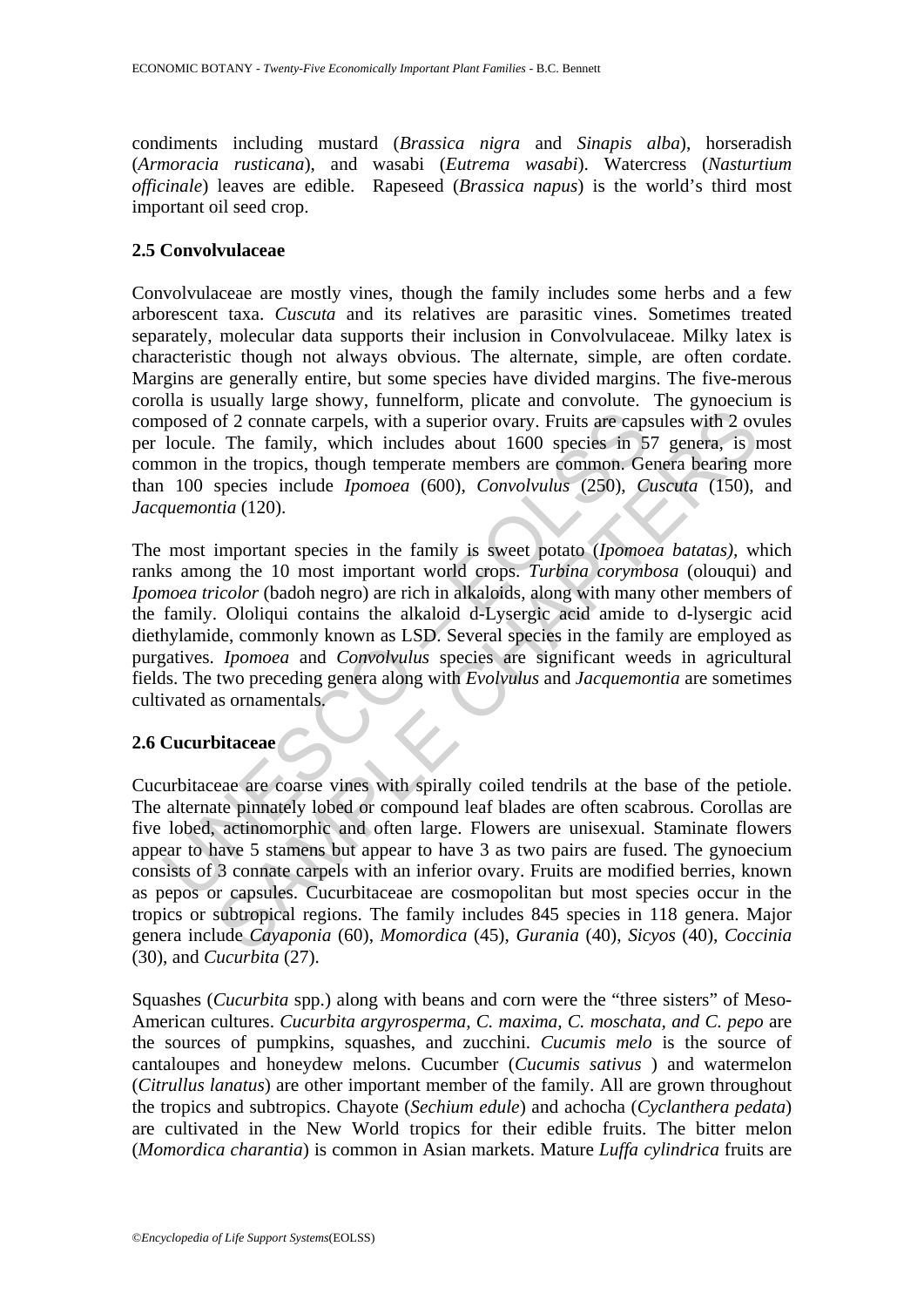condiments including mustard (*Brassica nigra* and *Sinapis alba*), horseradish (*Armoracia rusticana*), and wasabi (*Eutrema wasabi*). Watercress (*Nasturtium officinale*) leaves are edible. Rapeseed (*Brassica napus*) is the world's third most important oil seed crop.

### 2.5 Convolvulaceae

Convolvulaceae are mostly vines, though the family includes some herbs and a few arborescent taxa. *Cuscuta* and its relatives are parasitic vines. Sometimes treated separately, molecular data supports their inclusion in Convolvulaceae. Milky latex is characteristic though not always obvious. The alternate, simple, are often cordate. Margins are generally entire, but some species have divided margins. The five-merous corolla is usually large showy, funnelform, plicate and convolute. The gynoecium is composed of 2 connate carpels, with a superior ovary. Fruits are capsules with 2 ovules per locule. The family, which includes about 1600 species in 57 genera, is most common in the tropics, though temperate members are common. Genera bearing more than 100 species include *Ipomoea* (600), *Convolvulus* (250), *Cuscuta* (150), and *Jacquemontia* (120).

The most important species in the family is sweet potato (*Ipomoea batatas),* which ranks among the 10 most important world crops. *Turbina corymbosa* (olouqui) and *Ipomoea tricolor* (badoh negro) are rich in alkaloids, along with many other members of the family. Ololiqui contains the alkaloid d-Lysergic acid amide to d-lysergic acid diethylamide, commonly known as LSD. Several species in the family are employed as purgatives. *Ipomoea* and *Convolvulus* species are significant weeds in agricultural fields. The two preceding genera along with *Evolvulus* and *Jacquemontia* are sometimes cultivated as ornamentals.

### 2.6 Cucurbitaceae

Cucurbitaceae are coarse vines with spirally coiled tendrils at the base of the petiole. The alternate pinnately lobed or compound leaf blades are often scabrous. Corollas are five lobed, actinomorphic and often large. Flowers are unisexual. Staminate flowers appear to have 5 stamens but appear to have 3 as two pairs are fused. The gynoecium consists of 3 connate carpels with an inferior ovary. Fruits are modified berries, known as pepos or capsules. Cucurbitaceae are cosmopolitan but most species occur in the tropics or subtropical regions. The family includes 845 species in 118 genera. Major genera include *Cayaponia* (60), *Momordica* (45), *Gurania* (40), *Sicyos* (40), *Coccinia* (30), and *Cucurbita* (27).

Squashes (*Cucurbita* spp.) along with beans and corn were the "three sisters" of Meso-American cultures. *Cucurbita argyrosperma, C. maxima, C. moschata, and C. pepo* are the sources of pumpkins, squashes, and zucchini. *Cucumis melo* is the source of cantaloupes and honeydew melons. Cucumber (*Cucumis sativus* ) and watermelon (*Citrullus lanatus*) are other important member of the family. All are grown throughout the tropics and subtropics. Chayote (*Sechium edule*) and achocha (*Cyclanthera pedata*) are cultivated in the New World tropics for their edible fruits. The bitter melon (*Momordica charantia*) is common in Asian markets. Mature *Luffa cylindrica* fruits are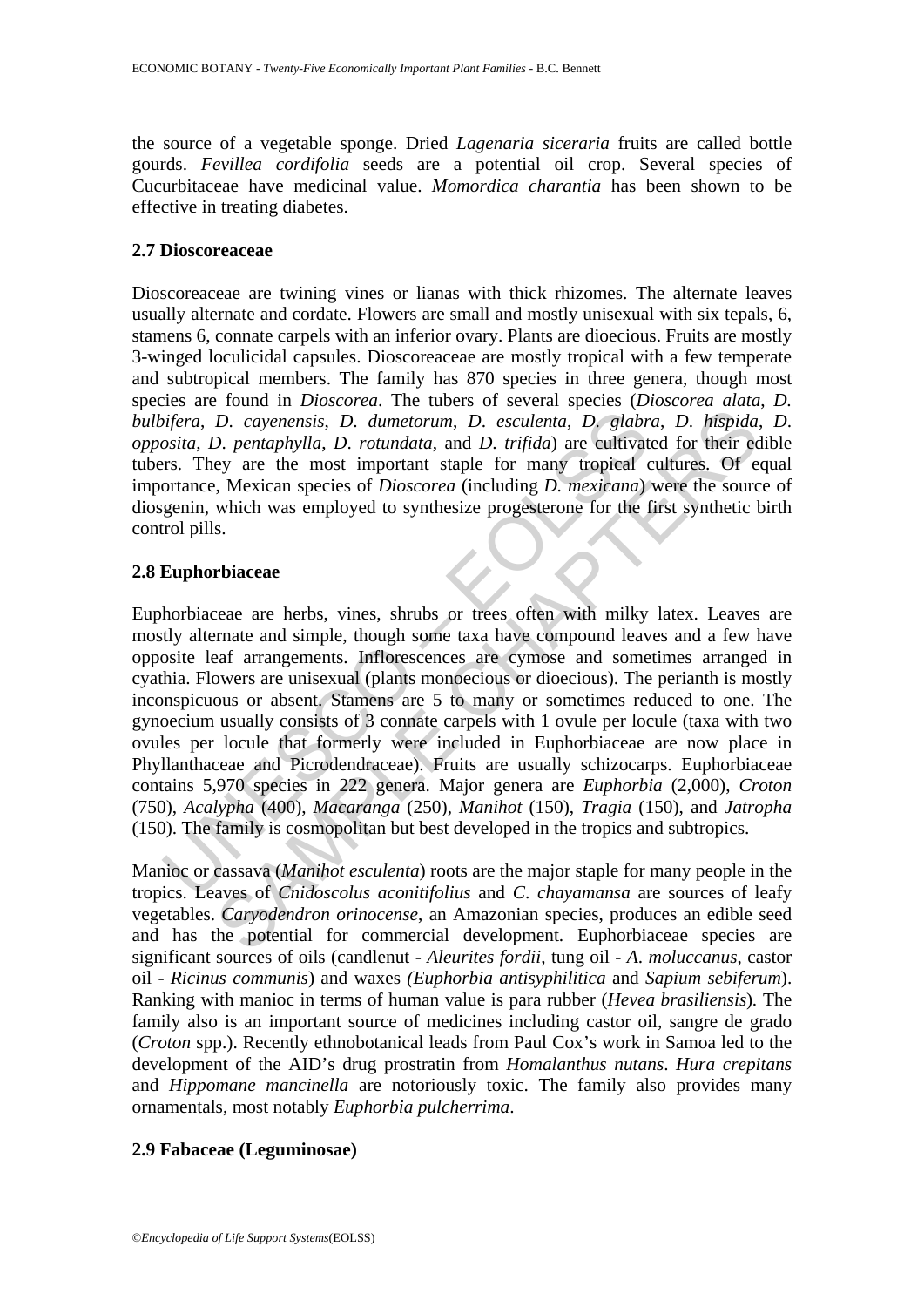the source of a vegetable sponge. Dried *Lagenaria siceraria* fruits are called bottle gourds. *Fevillea cordifolia* seeds are a potential oil crop. Several species of Cucurbitaceae have medicinal value. *Momordica charantia* has been shown to be effective in treating diabetes.

### 2.7 Dioscoreaceae

Dioscoreaceae are twining vines or lianas with thick rhizomes. The alternate leaves usually alternate and cordate. Flowers are small and mostly unisexual with six tepals, 6, stamens 6, connate carpels with an inferior ovary. Plants are dioecious. Fruits are mostly 3-winged loculicidal capsules. Dioscoreaceae are mostly tropical with a few temperate and subtropical members. The family has 870 species in three genera, though most species are found in *Dioscorea*. The tubers of several species (*Dioscorea alata*, *D. bulbifera*, *D. cayenensis*, *D. dumetorum*, *D. esculenta*, *D. glabra*, *D. hispida*, *D. opposita*, *D. pentaphylla*, *D. rotundata*, and *D. trifida*) are cultivated for their edible tubers. They are the most important staple for many tropical cultures. Of equal importance, Mexican species of *Dioscorea* (including *D. mexicana*) were the source of diosgenin, which was employed to synthesize progesterone for the first synthetic birth control pills.

### 2.8 Euphorbiaceae

Euphorbiaceae are herbs, vines, shrubs or trees often with milky latex. Leaves are mostly alternate and simple, though some taxa have compound leaves and a few have opposite leaf arrangements. Inflorescences are cymose and sometimes arranged in cyathia. Flowers are unisexual (plants monoecious or dioecious). The perianth is mostly inconspicuous or absent. Stamens are 5 to many or sometimes reduced to one. The gynoecium usually consists of 3 connate carpels with 1 ovule per locule (taxa with two ovules per locule that formerly were included in Euphorbiaceae are now place in Phyllanthaceae and Picrodendraceae). Fruits are usually schizocarps. Euphorbiaceae contains 5,970 species in 222 genera. Major genera are *Euphorbia* (2,000), *Croton* (750), *Acalypha* (400), *Macaranga* (250), *Manihot* (150), *Tragia* (150), and *Jatropha* (150). The family is cosmopolitan but best developed in the tropics and subtropics.

Manioc or cassava (*Manihot esculenta*) roots are the major staple for many people in the tropics. Leaves of *Cnidoscolus aconitifolius* and *C. chayamansa* are sources of leafy vegetables. *Caryodendron orinocense*, an Amazonian species, produces an edible seed and has the potential for commercial development. Euphorbiaceae species are significant sources of oils (candlenut - *Aleurites fordii*, tung oil - *A. moluccanus*, castor oil - *Ricinus communis*) and waxes *(Euphorbia antisyphilitica* and *Sapium sebiferum*). Ranking with manioc in terms of human value is para rubber (*Hevea brasiliensis*). The family also is an important source of medicines including castor oil, sangre de grado (*Croton* spp.). Recently ethnobotanical leads from Paul Cox's work in Samoa led to the development of the AID's drug prostratin from *Homalanthus nutans*. *Hura crepitans* and *Hippomane mancinella* are notoriously toxic. The family also provides many ornamentals, most notably *Euphorbia pulcherrima*.

### 2.9 Fabaceae (Leguminosae)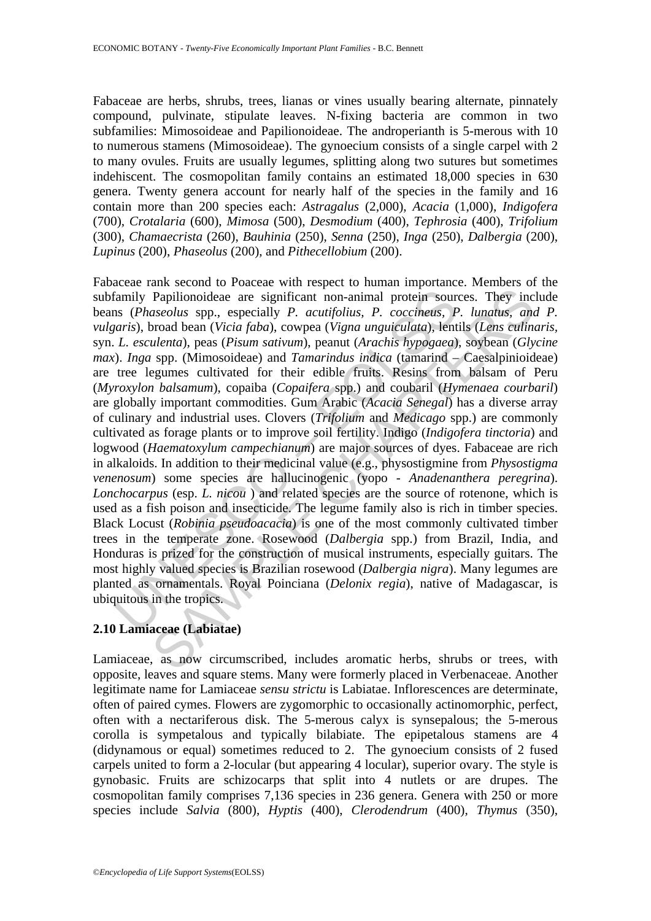Fabaceae are herbs, shrubs, trees, lianas or vines usually bearing alternate, pinnately compound, pulvinate, stipulate leaves. N-fixing bacteria are common in two subfamilies: Mimosoideae and Papilionoideae. The androperianth is 5-merous with 10 to numerous stamens (Mimosoideae). The gynoecium consists of a single carpel with 2 to many ovules. Fruits are usually legumes, splitting along two sutures but sometimes indehiscent. The cosmopolitan family contains an estimated 18,000 species in 630 genera. Twenty genera account for nearly half of the species in the family and 16 contain more than 200 species each: *Astragalus* (2,000), *Acacia* (1,000), *Indigofera* (700), *Crotalaria* (600), *Mimosa* (500), *Desmodium* (400), *Tephrosia* (400), *Trifolium* (300), *Chamaecrista* (260), *Bauhinia* (250), *Senna* (250), *Inga* (250), *Dalbergia* (200), *Lupinus* (200), *Phaseolus* (200), and *Pithecellobium* (200).

Fabaceae rank second to Poaceae with respect to human importance. Members of the subfamily Papilionoideae are significant non-animal protein sources. They include beans (*Phaseolus* spp., especially *P. acutifolius*, *P. coccineus*, *P. lunatus*, and *P. vulgaris*), broad bean (*Vicia faba*), cowpea (*Vigna unguiculata*), lentils (*Lens culinaris*, syn. *L. esculenta*), peas (*Pisum sativum*), peanut (*Arachis hypogaea*), soybean (*Glycine max*). *Inga* spp. (Mimosoideae) and *Tamarindus indica* (tamarind – Caesalpinioideae) are tree legumes cultivated for their edible fruits. Resins from balsam of Peru (*Myroxylon balsamum*), copaiba (*Copaifera* spp.) and coubaril (*Hymenaea courbaril*) are globally important commodities. Gum Arabic (*Acacia Senegal*) has a diverse array of culinary and industrial uses. Clovers (*Trifolium* and *Medicago* spp.) are commonly cultivated as forage plants or to improve soil fertility. Indigo (*Indigofera tinctoria*) and logwood (*Haematoxylum campechianum*) are major sources of dyes. Fabaceae are rich in alkaloids. In addition to their medicinal value (e.g., physostigmine from *Physostigma venenosum*) some species are hallucinogenic (yopo - *Anadenanthera peregrina*). *Lonchocarpus* (esp. *L. nicou* ) and related species are the source of rotenone, which is used as a fish poison and insecticide. The legume family also is rich in timber species. Black Locust (*Robinia pseudoacacia*) is one of the most commonly cultivated timber trees in the temperate zone. Rosewood (*Dalbergia* spp.) from Brazil, India, and Honduras is prized for the construction of musical instruments, especially guitars. The most highly valued species is Brazilian rosewood (*Dalbergia nigra*). Many legumes are planted as ornamentals. Royal Poinciana (*Delonix regia*), native of Madagascar, is ubiquitous in the tropics.

## 2.10 Lamiaceae (Labiatae)

Lamiaceae, as now circumscribed, includes aromatic herbs, shrubs or trees, with opposite, leaves and square stems. Many were formerly placed in Verbenaceae. Another legitimate name for Lamiaceae *sensu strictu* is Labiatae. Inflorescences are determinate, often of paired cymes. Flowers are zygomorphic to occasionally actinomorphic, perfect, often with a nectariferous disk. The 5-merous calyx is synsepalous; the 5-merous corolla is sympetalous and typically bilabiate. The epipetalous stamens are 4 (didynamous or equal) sometimes reduced to 2. The gynoecium consists of 2 fused carpels united to form a 2-locular (but appearing 4 locular), superior ovary. The style is gynobasic. Fruits are schizocarps that split into 4 nutlets or are drupes. The cosmopolitan family comprises 7,136 species in 236 genera. Genera with 250 or more species include *Salvia* (800), *Hyptis* (400), *Clerodendrum* (400), *Thymus* (350),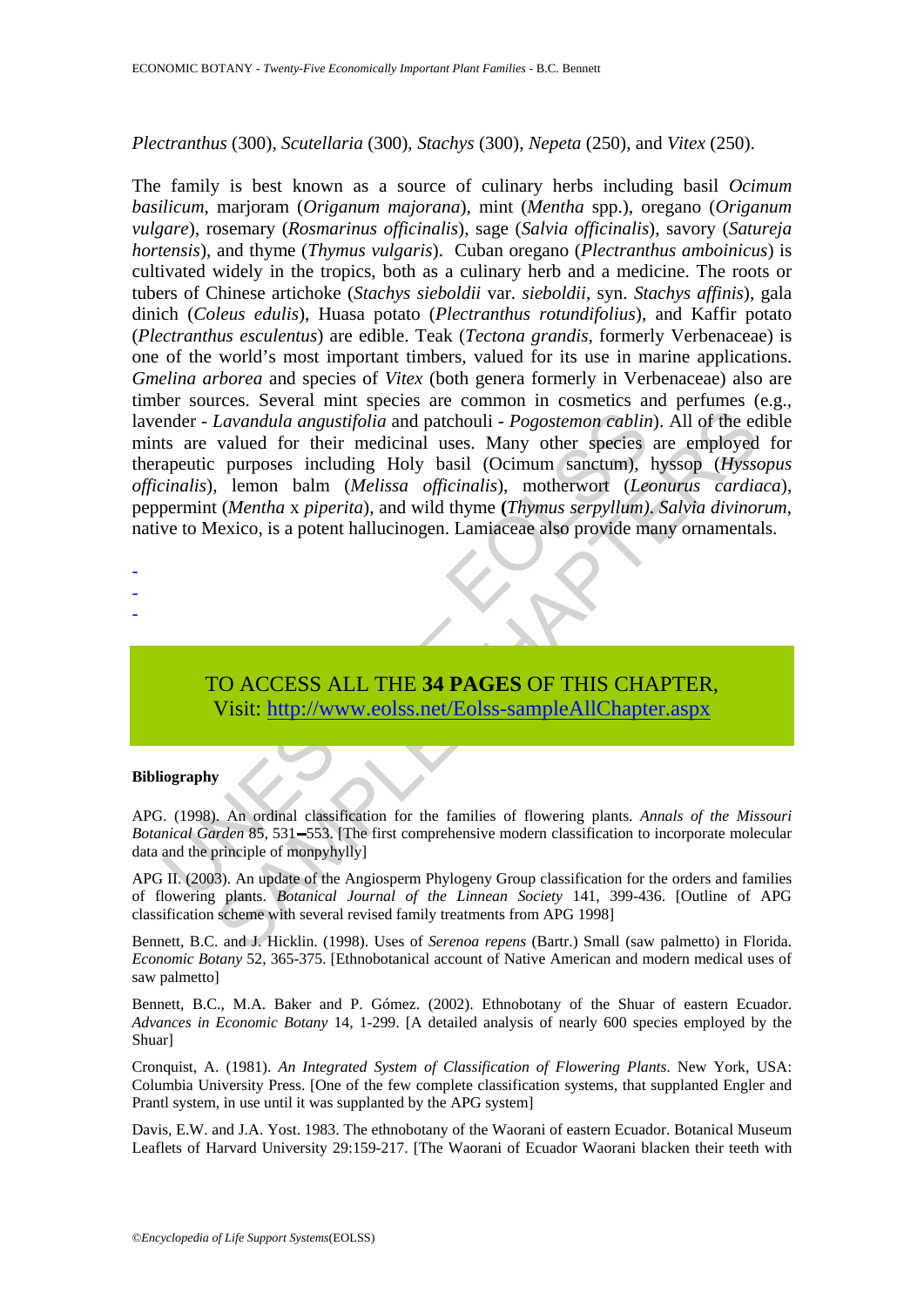*Plectranthus* (300), *Scutellaria* (300), *Stachys* (300), *Nepeta* (250), and *Vitex* (250).

The family is best known as a source of culinary herbs including basil *Ocimum basilicum*, marjoram (*Origanum majorana*), mint (*Mentha* spp.), oregano (*Origanum vulgare*), rosemary (*Rosmarinus officinalis*), sage (*Salvia officinalis*), savory (*Satureja hortensis*), and thyme (*Thymus vulgaris*). Cuban oregano (*Plectranthus amboinicus*) is cultivated widely in the tropics, both as a culinary herb and a medicine. The roots or tubers of Chinese artichoke (*Stachys sieboldii* var. *sieboldii*, syn. *Stachys affinis*), gala dinich (*Coleus edulis*), Huasa potato (*Plectranthus rotundifolius*), and Kaffir potato (*Plectranthus esculentus*) are edible. Teak (*Tectona grandis*, formerly Verbenaceae) is one of the world's most important timbers, valued for its use in marine applications. *Gmelina arborea* and species of *Vitex* (both genera formerly in Verbenaceae) also are timber sources. Several mint species are common in cosmetics and perfumes (e.g., lavender - *Lavandula angustifolia* and patchouli - *Pogostemon cablin*). All of the edible mints are valued for their medicinal uses. Many other species are employed for therapeutic purposes including Holy basil (Ocimum sanctum), hyssop (*Hyssopus officinalis*), lemon balm (*Melissa officinalis*), motherwort (*Leonurus cardiaca*), peppermint (*Mentha* x *piperita*), and wild thyme (*Thymus serpyllum*). *Salvia divinorum*, native to Mexico, is a potent hallucinogen. Lamiaceae also provide many ornamentals.

-
-
-

TO ACCESS ALL THE **34 PAGES** OF THIS CHAPTER,
Visit: http://www.eolss.net/Eolss-sampleAllChapter.aspx

**Bibliography**

APG. (1998). An ordinal classification for the families of flowering plants. *Annals of the Missouri Botanical Garden* 85, 531–553. [The first comprehensive modern classification to incorporate molecular data and the principle of monpyhylly]

APG II. (2003). An update of the Angiosperm Phylogeny Group classification for the orders and families of flowering plants. *Botanical Journal of the Linnean Society* 141, 399-436. [Outline of APG classification scheme with several revised family treatments from APG 1998]

Bennett, B.C. and J. Hicklin. (1998). Uses of *Serenoa repens* (Bartr.) Small (saw palmetto) in Florida. *Economic Botany* 52, 365-375. [Ethnobotanical account of Native American and modern medical uses of saw palmetto]

Bennett, B.C., M.A. Baker and P. Gómez. (2002). Ethnobotany of the Shuar of eastern Ecuador. *Advances in Economic Botany* 14, 1-299. [A detailed analysis of nearly 600 species employed by the Shuar]

Cronquist, A. (1981). *An Integrated System of Classification of Flowering Plants.* New York, USA: Columbia University Press. [One of the few complete classification systems, that supplanted Engler and Prantl system, in use until it was supplanted by the APG system]

Davis, E.W. and J.A. Yost. 1983. The ethnobotany of the Waorani of eastern Ecuador. Botanical Museum Leaflets of Harvard University 29:159-217. [The Waorani of Ecuador Waorani blacken their teeth with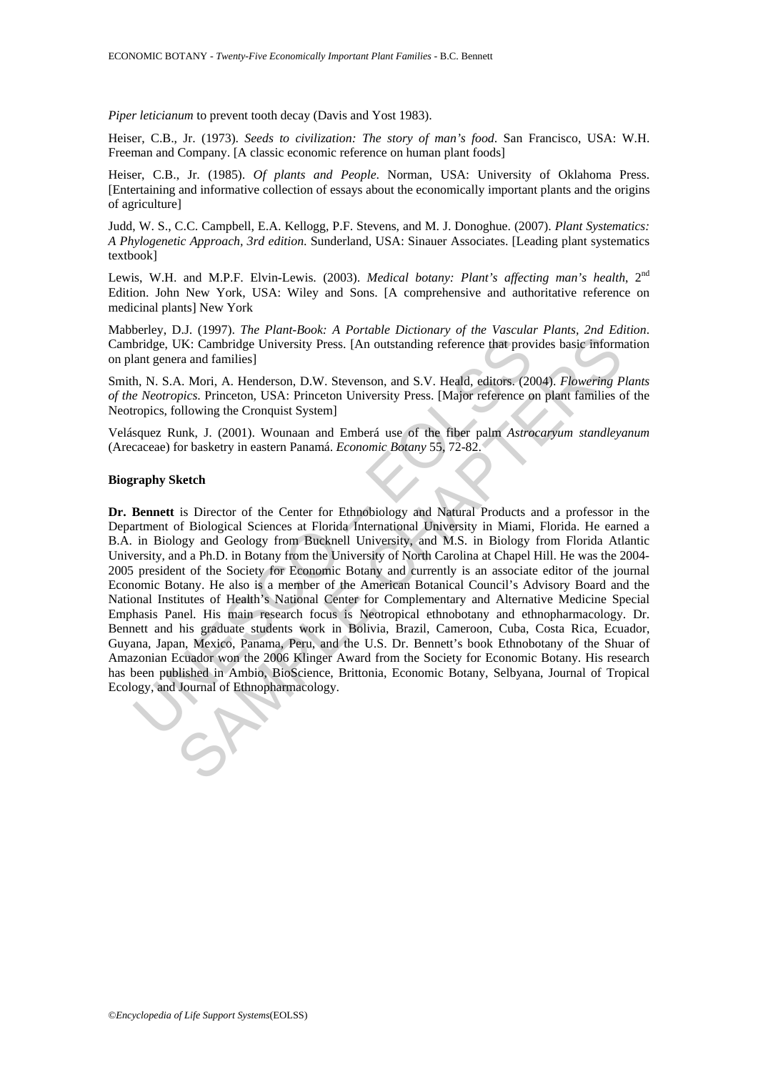*Piper leticianum* to prevent tooth decay (Davis and Yost 1983).

Heiser, C.B., Jr. (1973). *Seeds to civilization: The story of man's food*. San Francisco, USA: W.H. Freeman and Company. [A classic economic reference on human plant foods]

Heiser, C.B., Jr. (1985). *Of plants and People*. Norman, USA: University of Oklahoma Press. [Entertaining and informative collection of essays about the economically important plants and the origins of agriculture]

Judd, W. S., C.C. Campbell, E.A. Kellogg, P.F. Stevens, and M. J. Donoghue. (2007). *Plant Systematics: A Phylogenetic Approach, 3rd edition*. Sunderland, USA: Sinauer Associates. [Leading plant systematics textbook]

Lewis, W.H. and M.P.F. Elvin-Lewis. (2003). *Medical botany: Plant's affecting man's health*, 2nd Edition. John New York, USA: Wiley and Sons. [A comprehensive and authoritative reference on medicinal plants] New York

Mabberley, D.J. (1997). *The Plant-Book: A Portable Dictionary of the Vascular Plants, 2nd Edition*. Cambridge, UK: Cambridge University Press. [An outstanding reference that provides basic information on plant genera and families]

Smith, N. S.A. Mori, A. Henderson, D.W. Stevenson, and S.V. Heald, editors. (2004). *Flowering Plants of the Neotropics*. Princeton, USA: Princeton University Press. [Major reference on plant families of the Neotropics, following the Cronquist System]

Velásquez Runk, J. (2001). Wounaan and Emberá use of the fiber palm *Astrocaryum standleyanum* (Arecaceae) for basketry in eastern Panamá. *Economic Botany* 55, 72-82.

**Biography Sketch**

**Dr. Bennett** is Director of the Center for Ethnobiology and Natural Products and a professor in the Department of Biological Sciences at Florida International University in Miami, Florida. He earned a B.A. in Biology and Geology from Bucknell University, and M.S. in Biology from Florida Atlantic University, and a Ph.D. in Botany from the University of North Carolina at Chapel Hill. He was the 2004-2005 president of the Society for Economic Botany and currently is an associate editor of the journal Economic Botany. He also is a member of the American Botanical Council's Advisory Board and the National Institutes of Health's National Center for Complementary and Alternative Medicine Special Emphasis Panel. His main research focus is Neotropical ethnobotany and ethnopharmacology. Dr. Bennett and his graduate students work in Bolivia, Brazil, Cameroon, Cuba, Costa Rica, Ecuador, Guyana, Japan, Mexico, Panama, Peru, and the U.S. Dr. Bennett's book Ethnobotany of the Shuar of Amazonian Ecuador won the 2006 Klinger Award from the Society for Economic Botany. His research has been published in Ambio, BioScience, Brittonia, Economic Botany, Selbyana, Journal of Tropical Ecology, and Journal of Ethnopharmacology.